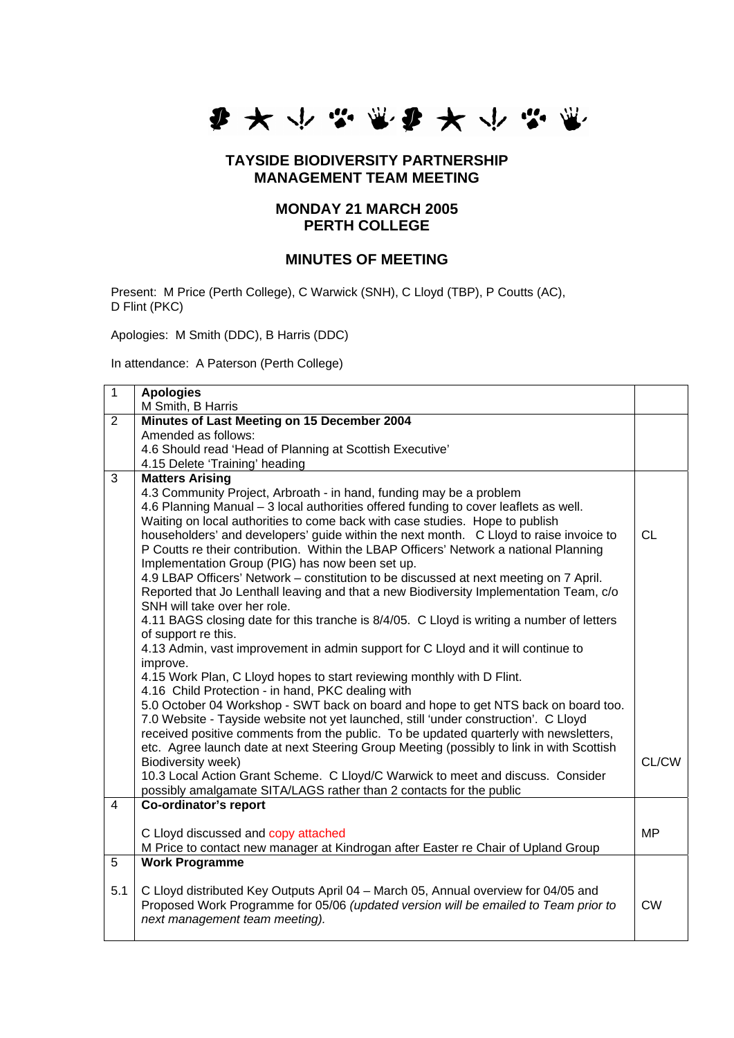## TAYSIDE BIODIVERSITY PARTNERSHIP MANAGEMENT TEAM MEETING

## MONDAY 21 MARCH 2005 PERTH COLLEGE

## MINUTES OF MEETING

Present: M Price (Perth College), C Warwick (SNH), C Lloyd (TBP), P Coutts (AC), D Flint (PKC)

Apologies: M Smith (DDC), B Harris (DDC)

In attendance: A Paterson (Perth College)

| | | |
|---|---|---|
| 1 | **Apologies**<br>M Smith, B Harris | |
| 2 | **Minutes of Last Meeting on 15 December 2004**<br>Amended as follows:<br>4.6 Should read 'Head of Planning at Scottish Executive'<br>4.15 Delete 'Training' heading | |
| 3 | **Matters Arising**<br>4.3 Community Project, Arbroath - in hand, funding may be a problem<br>4.6 Planning Manual – 3 local authorities offered funding to cover leaflets as well. Waiting on local authorities to come back with case studies. Hope to publish householders' and developers' guide within the next month. C Lloyd to raise invoice to P Coutts re their contribution. Within the LBAP Officers' Network a national Planning Implementation Group (PIG) has now been set up.<br>4.9 LBAP Officers' Network – constitution to be discussed at next meeting on 7 April. Reported that Jo Lenthall leaving and that a new Biodiversity Implementation Team, c/o SNH will take over her role.<br>4.11 BAGS closing date for this tranche is 8/4/05. C Lloyd is writing a number of letters of support re this.<br>4.13 Admin, vast improvement in admin support for C Lloyd and it will continue to improve.<br>4.15 Work Plan, C Lloyd hopes to start reviewing monthly with D Flint.<br>4.16 Child Protection - in hand, PKC dealing with<br>5.0 October 04 Workshop - SWT back on board and hope to get NTS back on board too.<br>7.0 Website - Tayside website not yet launched, still 'under construction'. C Lloyd received positive comments from the public. To be updated quarterly with newsletters, etc. Agree launch date at next Steering Group Meeting (possibly to link in with Scottish Biodiversity week)<br>10.3 Local Action Grant Scheme. C Lloyd/C Warwick to meet and discuss. Consider possibly amalgamate SITA/LAGS rather than 2 contacts for the public | CL<br><br>CL/CW |
| 4 | **Co-ordinator's report**<br><br>C Lloyd discussed and copy attached<br>M Price to contact new manager at Kindrogan after Easter re Chair of Upland Group | MP |
| 5<br><br>5.1 | **Work Programme**<br><br>C Lloyd distributed Key Outputs April 04 – March 05, Annual overview for 04/05 and Proposed Work Programme for 05/06 *(updated version will be emailed to Team prior to next management team meeting).* | CW |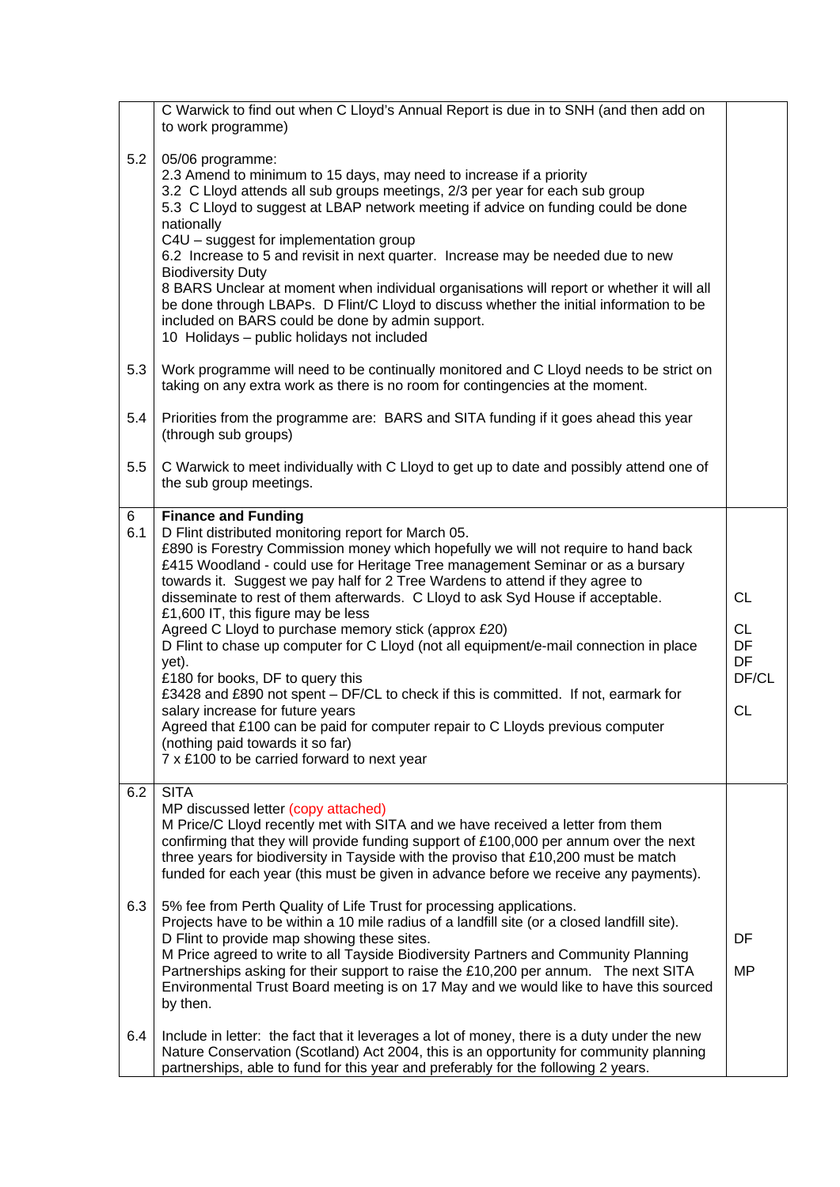| | | |
|---|---|---|
| | C Warwick to find out when C Lloyd's Annual Report is due in to SNH (and then add on to work programme) | |
| 5.2 | 05/06 programme:<br>2.3 Amend to minimum to 15 days, may need to increase if a priority<br>3.2 C Lloyd attends all sub groups meetings, 2/3 per year for each sub group<br>5.3 C Lloyd to suggest at LBAP network meeting if advice on funding could be done nationally<br>C4U – suggest for implementation group<br>6.2 Increase to 5 and revisit in next quarter. Increase may be needed due to new Biodiversity Duty<br>8 BARS Unclear at moment when individual organisations will report or whether it will all be done through LBAPs. D Flint/C Lloyd to discuss whether the initial information to be included on BARS could be done by admin support.<br>10 Holidays – public holidays not included | |
| 5.3 | Work programme will need to be continually monitored and C Lloyd needs to be strict on taking on any extra work as there is no room for contingencies at the moment. | |
| 5.4 | Priorities from the programme are: BARS and SITA funding if it goes ahead this year (through sub groups) | |
| 5.5 | C Warwick to meet individually with C Lloyd to get up to date and possibly attend one of the sub group meetings. | |
| 6<br>6.1 | **Finance and Funding**<br>D Flint distributed monitoring report for March 05.<br>£890 is Forestry Commission money which hopefully we will not require to hand back<br>£415 Woodland - could use for Heritage Tree management Seminar or as a bursary towards it. Suggest we pay half for 2 Tree Wardens to attend if they agree to disseminate to rest of them afterwards. C Lloyd to ask Syd House if acceptable.<br>£1,600 IT, this figure may be less<br>Agreed C Lloyd to purchase memory stick (approx £20)<br>D Flint to chase up computer for C Lloyd (not all equipment/e-mail connection in place yet).<br>£180 for books, DF to query this<br>£3428 and £890 not spent – DF/CL to check if this is committed. If not, earmark for salary increase for future years<br>Agreed that £100 can be paid for computer repair to C Lloyds previous computer (nothing paid towards it so far)<br>7 x £100 to be carried forward to next year | CL<br><br>CL<br>DF<br>DF<br>DF/CL<br><br>CL |
| 6.2 | SITA<br>MP discussed letter (copy attached)<br>M Price/C Lloyd recently met with SITA and we have received a letter from them confirming that they will provide funding support of £100,000 per annum over the next three years for biodiversity in Tayside with the proviso that £10,200 must be match funded for each year (this must be given in advance before we receive any payments). | |
| 6.3 | 5% fee from Perth Quality of Life Trust for processing applications.<br>Projects have to be within a 10 mile radius of a landfill site (or a closed landfill site).<br>D Flint to provide map showing these sites.<br>M Price agreed to write to all Tayside Biodiversity Partners and Community Planning Partnerships asking for their support to raise the £10,200 per annum. The next SITA Environmental Trust Board meeting is on 17 May and we would like to have this sourced by then. | <br><br>DF<br><br>MP |
| 6.4 | Include in letter: the fact that it leverages a lot of money, there is a duty under the new Nature Conservation (Scotland) Act 2004, this is an opportunity for community planning partnerships, able to fund for this year and preferably for the following 2 years. | |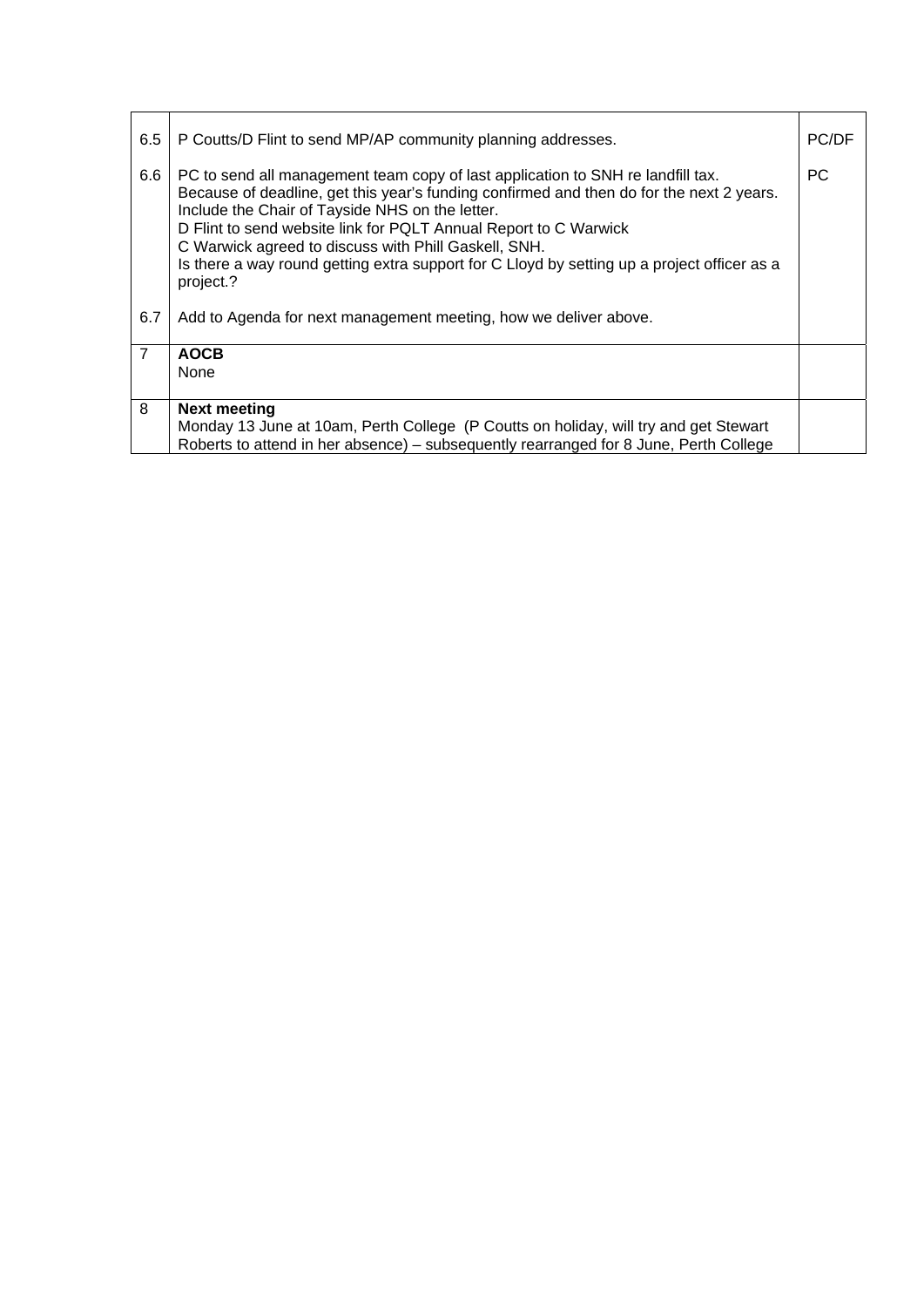| | | |
|---|---|---|
| 6.5 | P Coutts/D Flint to send MP/AP community planning addresses. | PC/DF |
| 6.6 | PC to send all management team copy of last application to SNH re landfill tax. Because of deadline, get this year's funding confirmed and then do for the next 2 years. Include the Chair of Tayside NHS on the letter.<br>D Flint to send website link for PQLT Annual Report to C Warwick<br>C Warwick agreed to discuss with Phill Gaskell, SNH.<br>Is there a way round getting extra support for C Lloyd by setting up a project officer as a project.? | PC |
| 6.7 | Add to Agenda for next management meeting, how we deliver above. | |
| 7 | **AOCB**<br>None | |
| 8 | **Next meeting**<br>Monday 13 June at 10am, Perth College (P Coutts on holiday, will try and get Stewart Roberts to attend in her absence) – subsequently rearranged for 8 June, Perth College | |